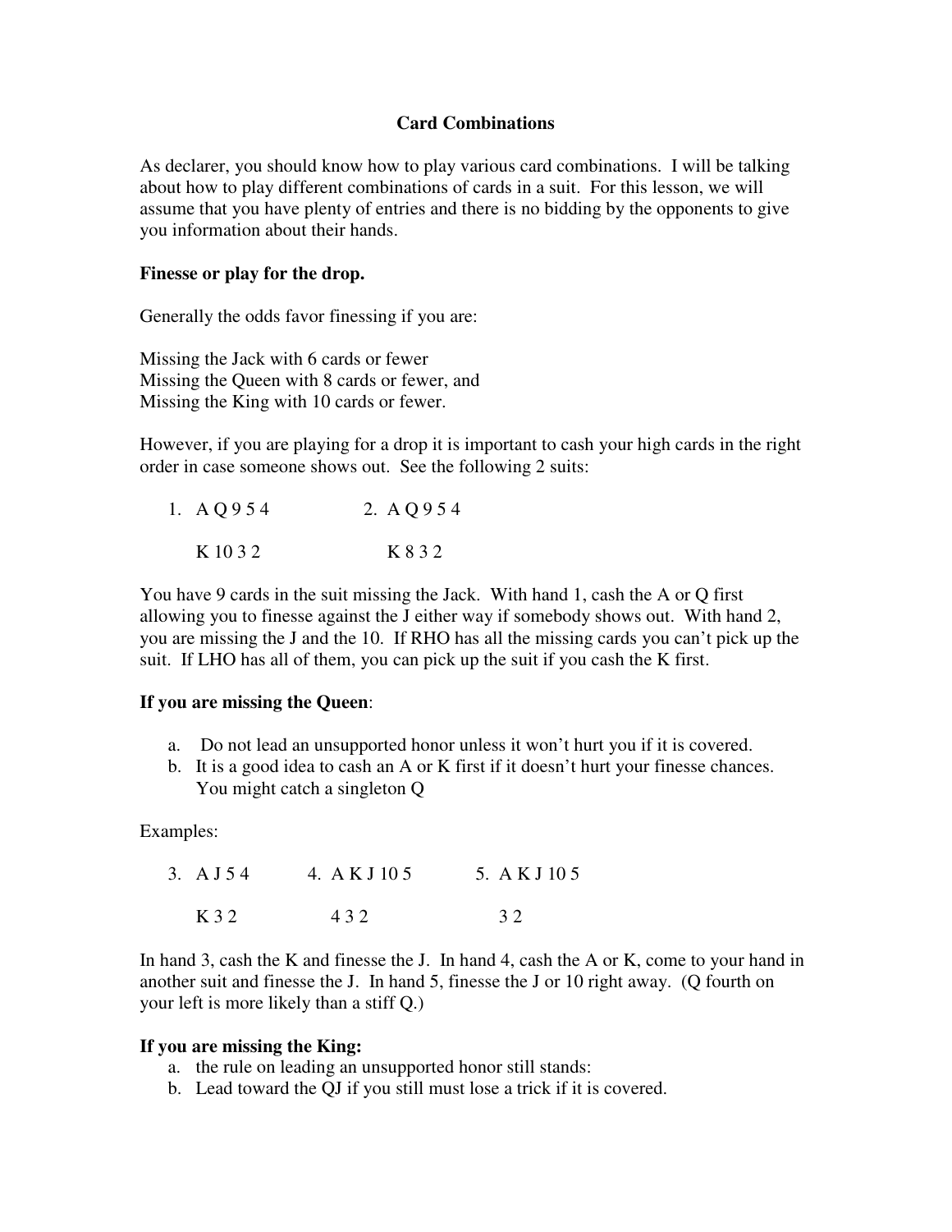# Card Combinations

As declarer, you should know how to play various card combinations. I will be talking about how to play different combinations of cards in a suit. For this lesson, we will assume that you have plenty of entries and there is no bidding by the opponents to give you information about their hands.

**Finesse or play for the drop.**

Generally the odds favor finessing if you are:

Missing the Jack with 6 cards or fewer
Missing the Queen with 8 cards or fewer, and
Missing the King with 10 cards or fewer.

However, if you are playing for a drop it is important to cash your high cards in the right order in case someone shows out. See the following 2 suits:

| 1. A Q 9 5 4 | 2. A Q 9 5 4 |
| --- | --- |
| K 10 3 2 | K 8 3 2 |

You have 9 cards in the suit missing the Jack. With hand 1, cash the A or Q first allowing you to finesse against the J either way if somebody shows out. With hand 2, you are missing the J and the 10. If RHO has all the missing cards you can't pick up the suit. If LHO has all of them, you can pick up the suit if you cash the K first.

**If you are missing the Queen**:

a. Do not lead an unsupported honor unless it won't hurt you if it is covered.
b. It is a good idea to cash an A or K first if it doesn't hurt your finesse chances. You might catch a singleton Q

Examples:

| 3. A J 5 4 | 4. A K J 10 5 | 5. A K J 10 5 |
| --- | --- | --- |
| K 3 2 | 4 3 2 | 3 2 |

In hand 3, cash the K and finesse the J. In hand 4, cash the A or K, come to your hand in another suit and finesse the J. In hand 5, finesse the J or 10 right away. (Q fourth on your left is more likely than a stiff Q.)

**If you are missing the King:**

a. the rule on leading an unsupported honor still stands:
b. Lead toward the QJ if you still must lose a trick if it is covered.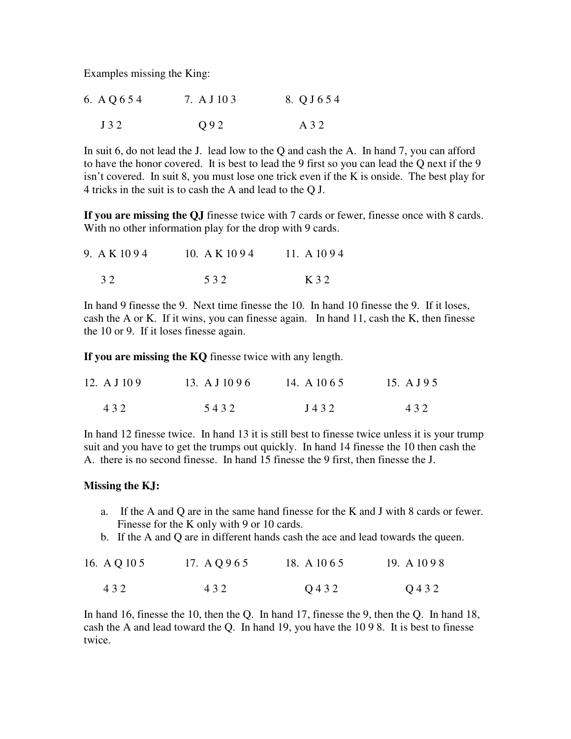Examples missing the King:

| 6. A Q 6 5 4 | 7. A J 10 3 | 8. Q J 6 5 4 |
|---|---|---|
| J 3 2 | Q 9 2 | A 3 2 |

In suit 6, do not lead the J. lead low to the Q and cash the A. In hand 7, you can afford to have the honor covered. It is best to lead the 9 first so you can lead the Q next if the 9 isn't covered. In suit 8, you must lose one trick even if the K is onside. The best play for 4 tricks in the suit is to cash the A and lead to the Q J.

**If you are missing the QJ** finesse twice with 7 cards or fewer, finesse once with 8 cards. With no other information play for the drop with 9 cards.

| 9. A K 10 9 4 | 10. A K 10 9 4 | 11. A 10 9 4 |
|---|---|---|
| 3 2 | 5 3 2 | K 3 2 |

In hand 9 finesse the 9. Next time finesse the 10. In hand 10 finesse the 9. If it loses, cash the A or K. If it wins, you can finesse again. In hand 11, cash the K, then finesse the 10 or 9. If it loses finesse again.

**If you are missing the KQ** finesse twice with any length.

| 12. A J 10 9 | 13. A J 10 9 6 | 14. A 10 6 5 | 15. A J 9 5 |
|---|---|---|---|
| 4 3 2 | 5 4 3 2 | J 4 3 2 | 4 3 2 |

In hand 12 finesse twice. In hand 13 it is still best to finesse twice unless it is your trump suit and you have to get the trumps out quickly. In hand 14 finesse the 10 then cash the A. there is no second finesse. In hand 15 finesse the 9 first, then finesse the J.

**Missing the KJ:**

a. If the A and Q are in the same hand finesse for the K and J with 8 cards or fewer. Finesse for the K only with 9 or 10 cards.
b. If the A and Q are in different hands cash the ace and lead towards the queen.

| 16. A Q 10 5 | 17. A Q 9 6 5 | 18. A 10 6 5 | 19. A 10 9 8 |
|---|---|---|---|
| 4 3 2 | 4 3 2 | Q 4 3 2 | Q 4 3 2 |

In hand 16, finesse the 10, then the Q. In hand 17, finesse the 9, then the Q. In hand 18, cash the A and lead toward the Q. In hand 19, you have the 10 9 8. It is best to finesse twice.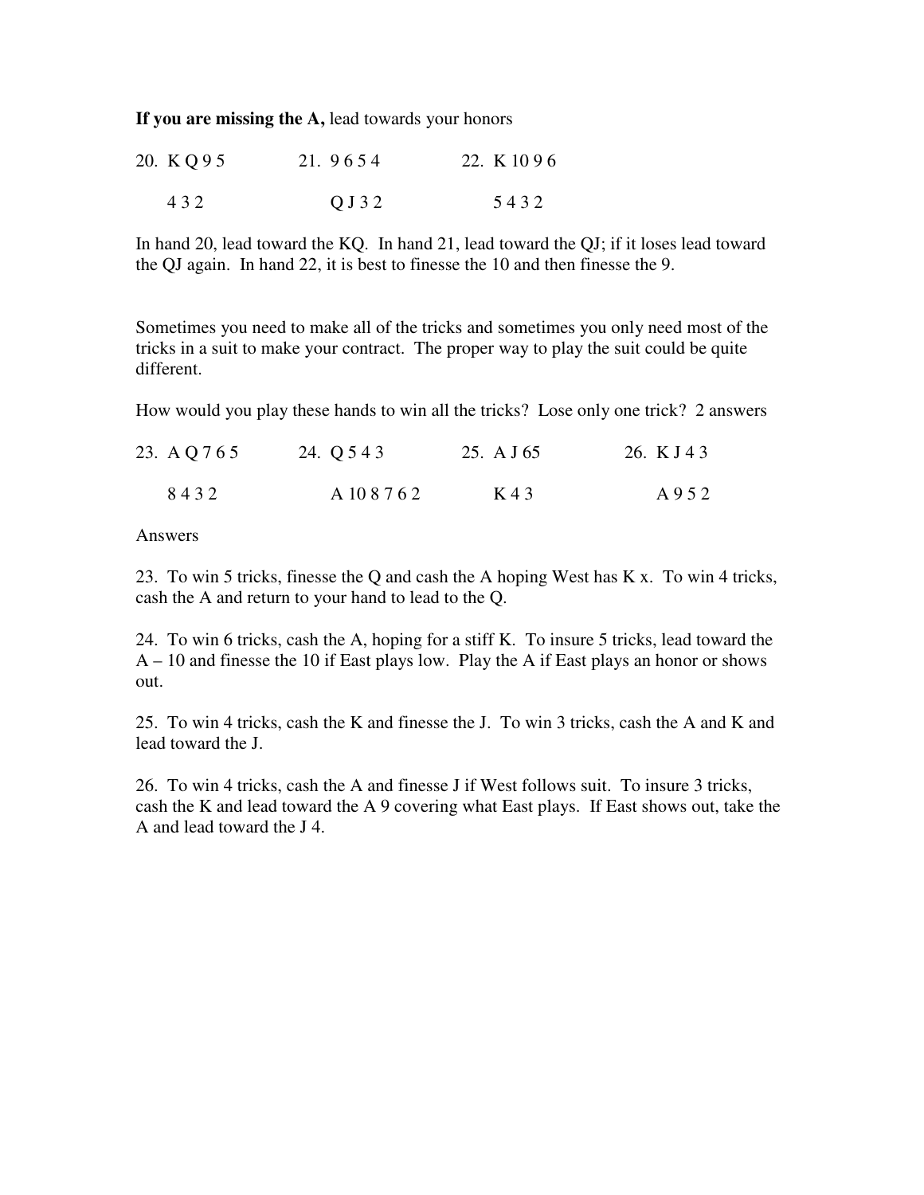**If you are missing the A,** lead towards your honors

| | | |
|---|---|---|
| 20. K Q 9 5 | 21. 9 6 5 4 | 22. K 10 9 6 |
| 4 3 2 | Q J 3 2 | 5 4 3 2 |

In hand 20, lead toward the KQ. In hand 21, lead toward the QJ; if it loses lead toward the QJ again. In hand 22, it is best to finesse the 10 and then finesse the 9.

Sometimes you need to make all of the tricks and sometimes you only need most of the tricks in a suit to make your contract. The proper way to play the suit could be quite different.

How would you play these hands to win all the tricks? Lose only one trick? 2 answers

| | | | |
|---|---|---|---|
| 23. A Q 7 6 5 | 24. Q 5 4 3 | 25. A J 65 | 26. K J 4 3 |
| 8 4 3 2 | A 10 8 7 6 2 | K 4 3 | A 9 5 2 |

Answers

23. To win 5 tricks, finesse the Q and cash the A hoping West has K x. To win 4 tricks, cash the A and return to your hand to lead to the Q.

24. To win 6 tricks, cash the A, hoping for a stiff K. To insure 5 tricks, lead toward the A – 10 and finesse the 10 if East plays low. Play the A if East plays an honor or shows out.

25. To win 4 tricks, cash the K and finesse the J. To win 3 tricks, cash the A and K and lead toward the J.

26. To win 4 tricks, cash the A and finesse J if West follows suit. To insure 3 tricks, cash the K and lead toward the A 9 covering what East plays. If East shows out, take the A and lead toward the J 4.